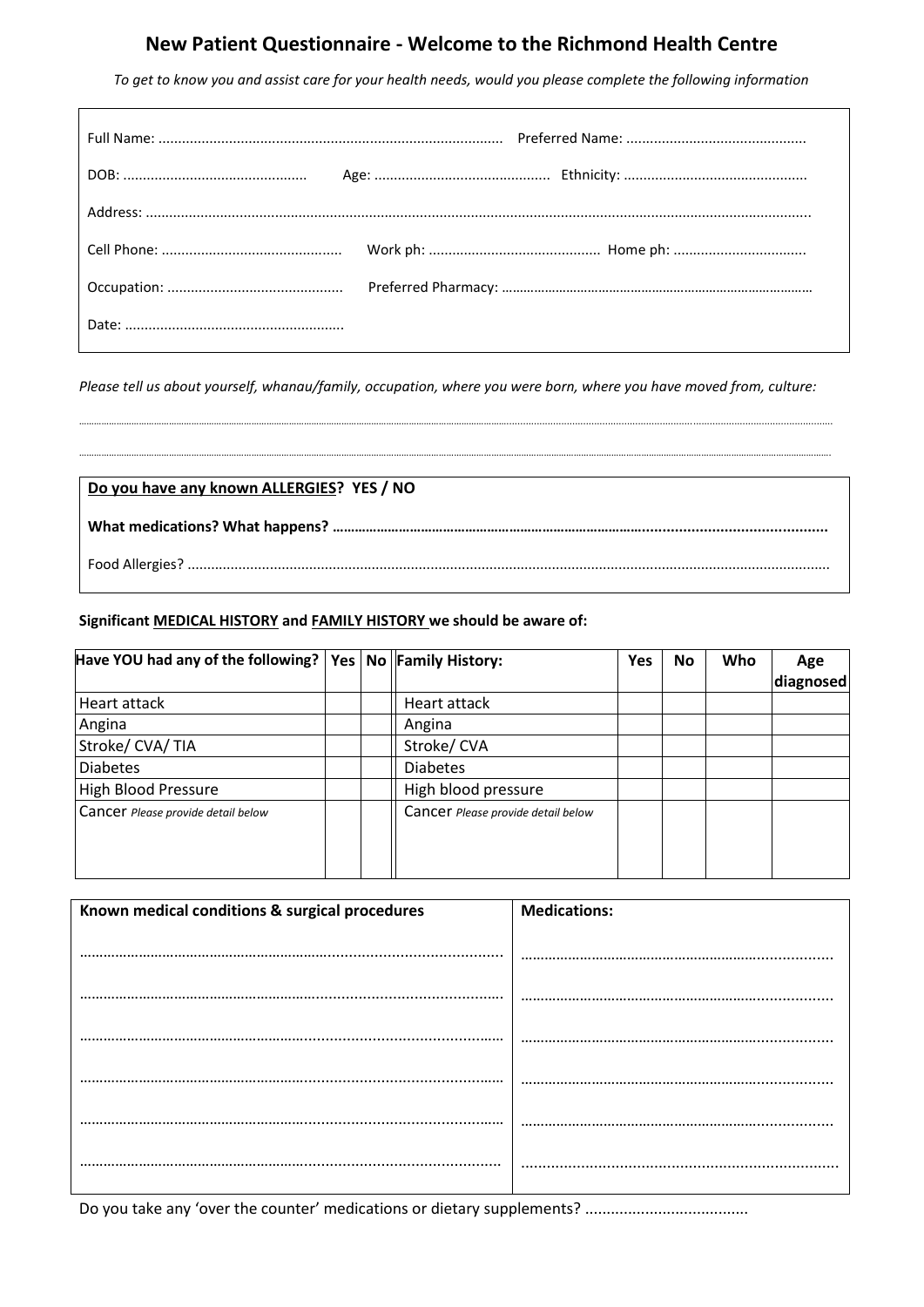# New Patient Questionnaire - Welcome to the Richmond Health Centre

*To get to know you and assist care for your health needs, would you please complete the following information*

Full Name: ........................................................................................ Preferred Name: .............................................

DOB: ............................................... Age: ............................................ Ethnicity: ...............................................

Address: ........................................................................................................................................................................

Cell Phone: ............................................. Work ph: ........................................... Home ph: .................................

Occupation: ............................................ Preferred Pharmacy: ....................................................................................

Date: .......................................................

*Please tell us about yourself, whanau/family, occupation, where you were born, where you have moved from, culture:*

..........................................................................................................................................................................................

..........................................................................................................................................................................................

**Do you have any known ALLERGIES? YES / NO**

**What medications? What happens? ...........................................................................................................................**

Food Allergies? ...................................................................................................................................................................

**Significant MEDICAL HISTORY and FAMILY HISTORY we should be aware of:**

| Have YOU had any of the following? | Yes | No | Family History: | Yes | No | Who | Age diagnosed |
|---|---|---|---|---|---|---|---|
| Heart attack | | | Heart attack | | | | |
| Angina | | | Angina | | | | |
| Stroke/ CVA/ TIA | | | Stroke/ CVA | | | | |
| Diabetes | | | Diabetes | | | | |
| High Blood Pressure | | | High blood pressure | | | | |
| Cancer *Please provide detail below* | | | Cancer *Please provide detail below* | | | | |

| Known medical conditions & surgical procedures | Medications: |
|---|---|
| ........................................................................................................ | ........................................................................... |
| ........................................................................................................ | ........................................................................... |
| ........................................................................................................ | ........................................................................... |
| ........................................................................................................ | ........................................................................... |
| ........................................................................................................ | ........................................................................... |
| ........................................................................................................ | ........................................................................... |

Do you take any 'over the counter' medications or dietary supplements? ......................................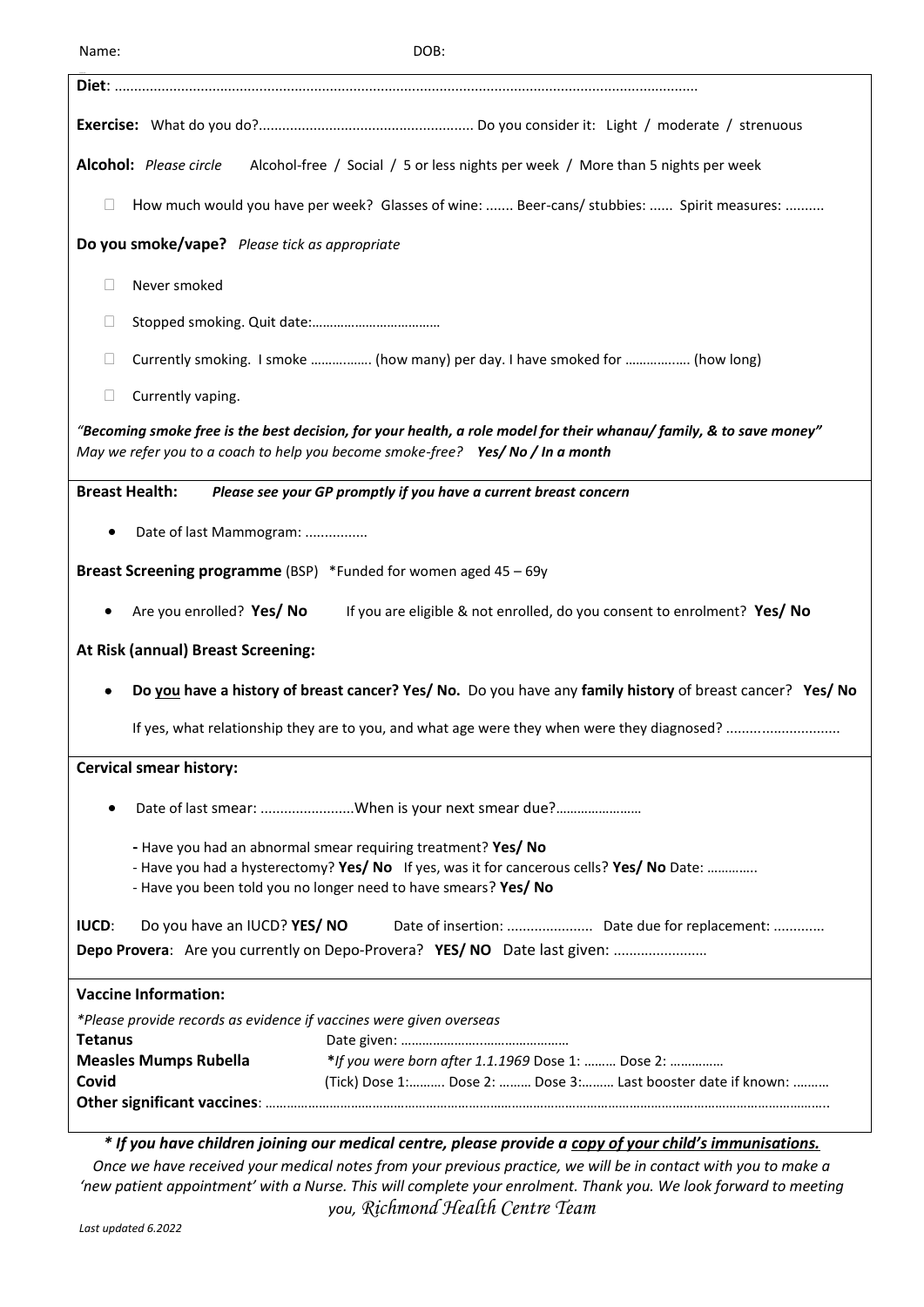Name: DOB:

**Diet**: ...............................................................................................................................................

**Exercise:** What do you do?...................................................... Do you consider it: Light / moderate / strenuous

**Alcohol:** *Please circle* Alcohol-free / Social / 5 or less nights per week / More than 5 nights per week

- ☐ How much would you have per week? Glasses of wine: ....... Beer-cans/ stubbies: ...... Spirit measures: ..........

**Do you smoke/vape?** *Please tick as appropriate*

- ☐ Never smoked
- ☐ Stopped smoking. Quit date:………………………………
- ☐ Currently smoking. I smoke ……………. (how many) per day. I have smoked for …………….. (how long)
- ☐ Currently vaping.

*"**Becoming smoke free is the best decision, for your health, a role model for their whanau/ family, & to save money**"*
*May we refer you to a coach to help you become smoke-free?* ***Yes/ No / In a month***

**Breast Health:** ***Please see your GP promptly if you have a current breast concern***

- Date of last Mammogram: ................

**Breast Screening programme** (BSP) *Funded for women aged 45 – 69y

- Are you enrolled? **Yes/ No** If you are eligible & not enrolled, do you consent to enrolment? **Yes/ No**

**At Risk (annual) Breast Screening:**

- **Do you have a history of breast cancer? Yes/ No.** Do you have any **family history** of breast cancer? **Yes/ No**

  If yes, what relationship they are to you, and what age were they when were they diagnosed? ...............................

**Cervical smear history:**

- Date of last smear: ........................When is your next smear due?……………………

- Have you had an abnormal smear requiring treatment? **Yes/ No**
- Have you had a hysterectomy? **Yes/ No** If yes, was it for cancerous cells? **Yes/ No** Date: …………..
- Have you been told you no longer need to have smears? **Yes/ No**

**IUCD**: Do you have an IUCD? **YES/ NO** Date of insertion: ...................... Date due for replacement: .............
**Depo Provera**: Are you currently on Depo-Provera? **YES/ NO** Date last given: ........................

**Vaccine Information:**

*\*Please provide records as evidence if vaccines were given overseas*

**Tetanus** Date given: …………………..……………………
**Measles Mumps Rubella** ***If you were born after 1.1.1969*** Dose 1: ……… Dose 2: ……………
**Covid** (Tick) Dose 1:………. Dose 2: ……… Dose 3:……… Last booster date if known: ……….
**Other significant vaccines**: ……………………………………………………………………………………………………………………………

***\* If you have children joining our medical centre, please provide a copy of your child's immunisations.***

*Once we have received your medical notes from your previous practice, we will be in contact with you to make a 'new patient appointment' with a Nurse. This will complete your enrolment. Thank you. We look forward to meeting you, Richmond Health Centre Team*

*Last updated 6.2022*